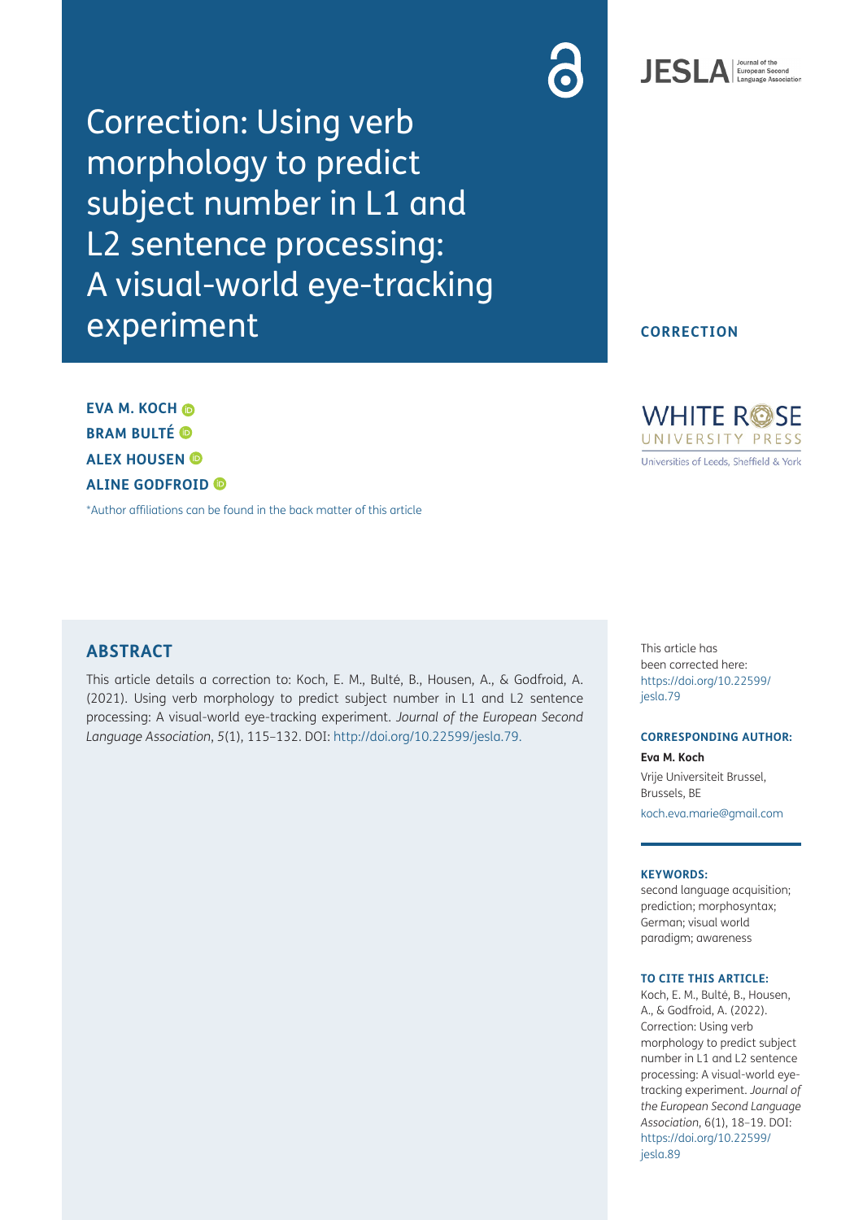# Correction: Using verb morphology to predict subject number in L1 and L2 sentence processing: A visual-world eye-tracking experiment

CORRECTION

**EVA M. KOCH**
**BRAM BULTÉ**
**ALEX HOUSEN**
**ALINE GODFROID**

*Author affiliations can be found in the back matter of this article

## ABSTRACT

This article details a correction to: Koch, E. M., Bulté, B., Housen, A., & Godfroid, A. (2021). Using verb morphology to predict subject number in L1 and L2 sentence processing: A visual-world eye-tracking experiment. *Journal of the European Second Language Association*, *5*(1), 115–132. DOI: http://doi.org/10.22599/jesla.79.

This article has been corrected here: https://doi.org/10.22599/jesla.79

**CORRESPONDING AUTHOR:**

**Eva M. Koch**

Vrije Universiteit Brussel, Brussels, BE

koch.eva.marie@gmail.com

**KEYWORDS:**

second language acquisition; prediction; morphosyntax; German; visual world paradigm; awareness

**TO CITE THIS ARTICLE:**

Koch, E. M., Bulté, B., Housen, A., & Godfroid, A. (2022). Correction: Using verb morphology to predict subject number in L1 and L2 sentence processing: A visual-world eye-tracking experiment. *Journal of the European Second Language Association*, 6(1), 18–19. DOI: https://doi.org/10.22599/jesla.89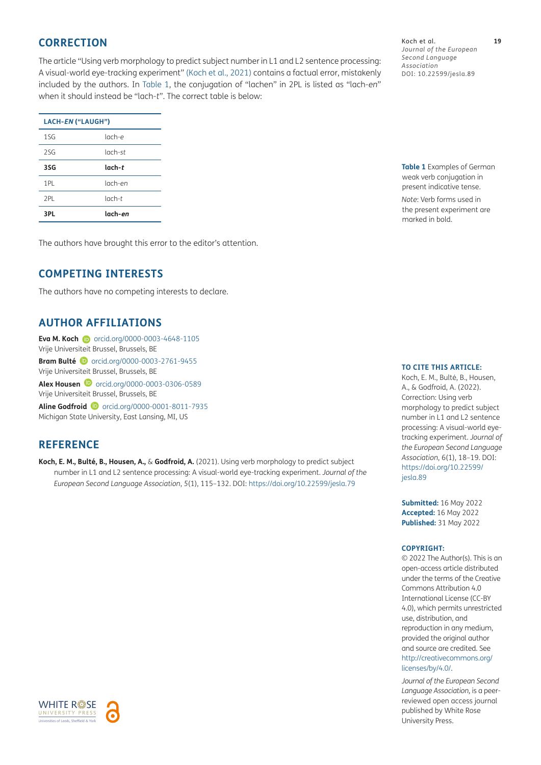## CORRECTION

The article "Using verb morphology to predict subject number in L1 and L2 sentence processing: A visual-world eye-tracking experiment" (Koch et al., 2021) contains a factual error, mistakenly included by the authors. In Table 1, the conjugation of "lachen" in 2PL is listed as "lach-*en*" when it should instead be "lach-*t*". The correct table is below:

| **LACH-*EN* ("LAUGH")** | |
|---|---|
| 1SG | lach-*e* |
| 2SG | lach-*st* |
| **3SG** | **lach-*t*** |
| 1PL | lach-*en* |
| 2PL | lach-*t* |
| **3PL** | **lach-*en*** |

**Table 1** Examples of German weak verb conjugation in present indicative tense.

*Note*: Verb forms used in the present experiment are marked in bold.

The authors have brought this error to the editor's attention.

## COMPETING INTERESTS

The authors have no competing interests to declare.

## AUTHOR AFFILIATIONS

**Eva M. Koch** orcid.org/0000-0003-4648-1105
Vrije Universiteit Brussel, Brussels, BE

**Bram Bulté** orcid.org/0000-0003-2761-9455
Vrije Universiteit Brussel, Brussels, BE

**Alex Housen** orcid.org/0000-0003-0306-0589
Vrije Universiteit Brussel, Brussels, BE

**Aline Godfroid** orcid.org/0000-0001-8011-7935
Michigan State University, East Lansing, MI, US

## REFERENCE

**Koch, E. M., Bulté, B., Housen, A.,** & **Godfroid, A.** (2021). Using verb morphology to predict subject number in L1 and L2 sentence processing: A visual-world eye-tracking experiment. *Journal of the European Second Language Association*, *5*(1), 115–132. DOI: https://doi.org/10.22599/jesla.79

**TO CITE THIS ARTICLE:**

Koch, E. M., Bulté, B., Housen, A., & Godfroid, A. (2022). Correction: Using verb morphology to predict subject number in L1 and L2 sentence processing: A visual-world eye-tracking experiment. *Journal of the European Second Language Association*, 6(1), 18–19. DOI: https://doi.org/10.22599/jesla.89

**Submitted:** 16 May 2022
**Accepted:** 16 May 2022
**Published:** 31 May 2022

**COPYRIGHT:**

© 2022 The Author(s). This is an open-access article distributed under the terms of the Creative Commons Attribution 4.0 International License (CC-BY 4.0), which permits unrestricted use, distribution, and reproduction in any medium, provided the original author and source are credited. See http://creativecommons.org/licenses/by/4.0/.

*Journal of the European Second Language Association*, is a peer-reviewed open access journal published by White Rose University Press.